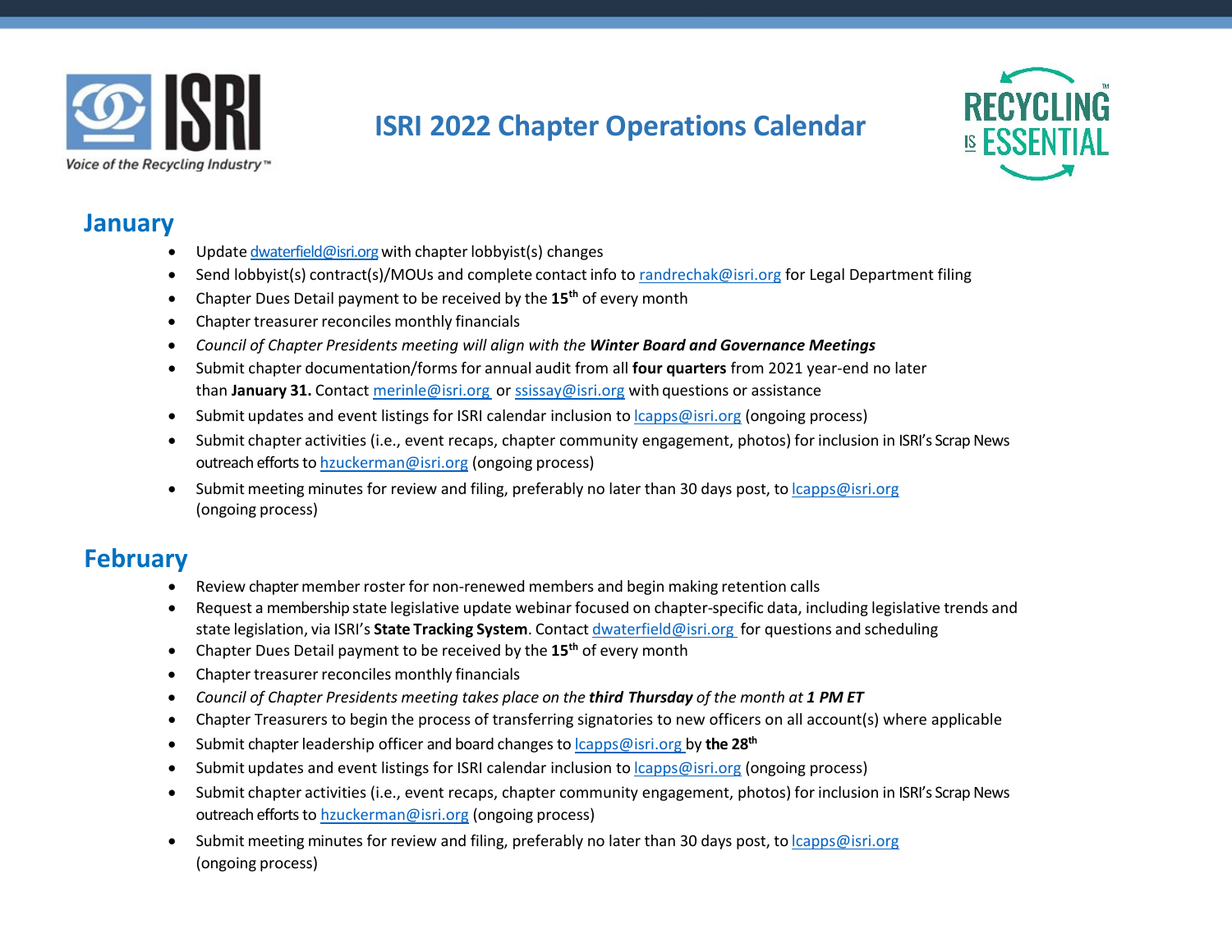# ISRI 2022 Chapter Operations Calendar

## January

- Update dwaterfield@isri.org with chapter lobbyist(s) changes
- Send lobbyist(s) contract(s)/MOUs and complete contact info to randrechak@isri.org for Legal Department filing
- Chapter Dues Detail payment to be received by the **15th** of every month
- Chapter treasurer reconciles monthly financials
- *Council of Chapter Presidents meeting will align with the **Winter Board and Governance Meetings***
- Submit chapter documentation/forms for annual audit from all **four quarters** from 2021 year-end no later than **January 31.** Contact merinle@isri.org or ssissay@isri.org with questions or assistance
- Submit updates and event listings for ISRI calendar inclusion to lcapps@isri.org (ongoing process)
- Submit chapter activities (i.e., event recaps, chapter community engagement, photos) for inclusion in ISRI's Scrap News outreach efforts to hzuckerman@isri.org (ongoing process)
- Submit meeting minutes for review and filing, preferably no later than 30 days post, to lcapps@isri.org (ongoing process)

## February

- Review chapter member roster for non-renewed members and begin making retention calls
- Request a membership state legislative update webinar focused on chapter-specific data, including legislative trends and state legislation, via ISRI's **State Tracking System**. Contact dwaterfield@isri.org for questions and scheduling
- Chapter Dues Detail payment to be received by the **15th** of every month
- Chapter treasurer reconciles monthly financials
- *Council of Chapter Presidents meeting takes place on the **third Thursday** of the month at **1 PM ET***
- Chapter Treasurers to begin the process of transferring signatories to new officers on all account(s) where applicable
- Submit chapter leadership officer and board changes to lcapps@isri.org by **the 28th**
- Submit updates and event listings for ISRI calendar inclusion to lcapps@isri.org (ongoing process)
- Submit chapter activities (i.e., event recaps, chapter community engagement, photos) for inclusion in ISRI's Scrap News outreach efforts to hzuckerman@isri.org (ongoing process)
- Submit meeting minutes for review and filing, preferably no later than 30 days post, to lcapps@isri.org (ongoing process)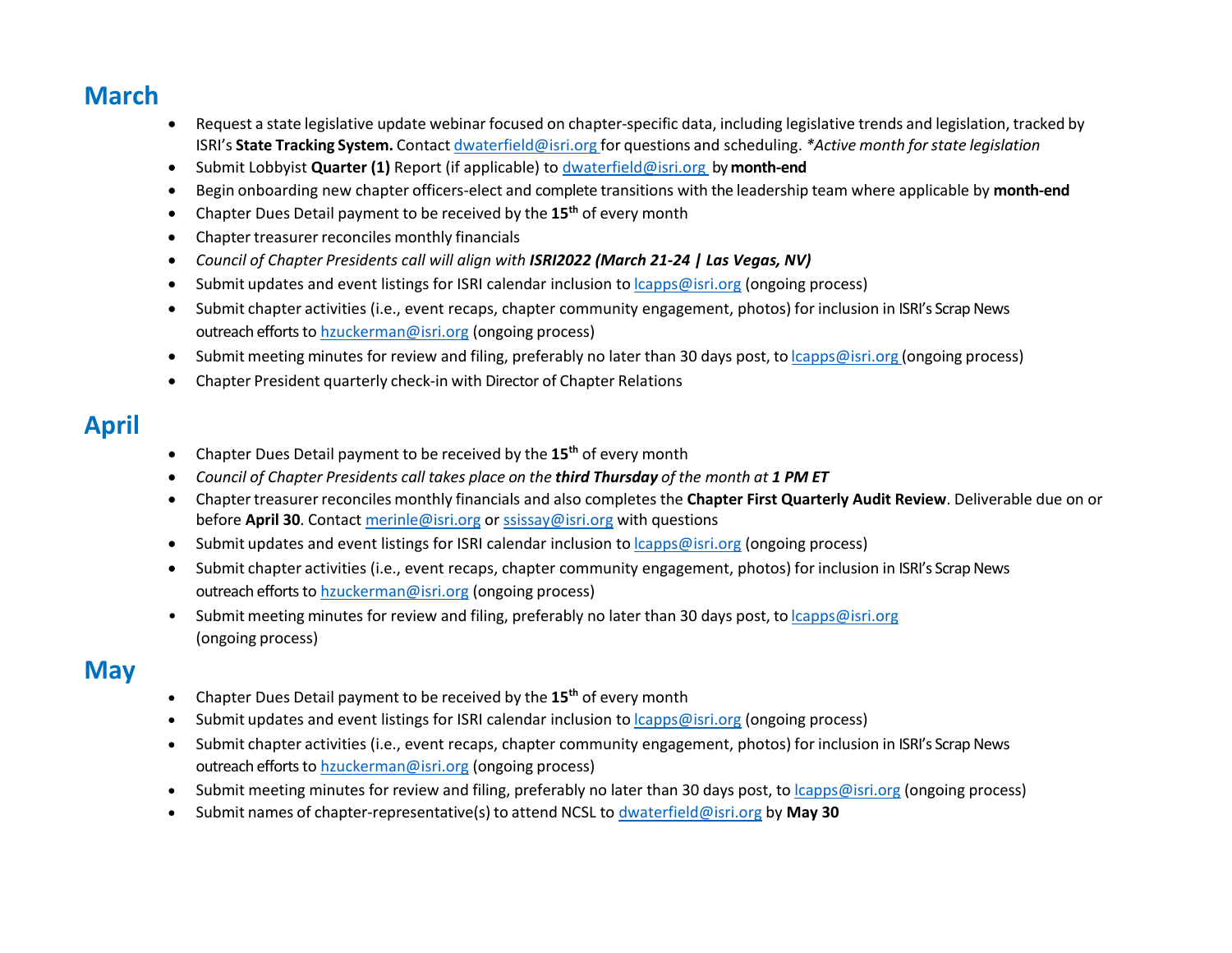## March

- Request a state legislative update webinar focused on chapter-specific data, including legislative trends and legislation, tracked by ISRI's **State Tracking System.** Contact dwaterfield@isri.org for questions and scheduling. *\*Active month for state legislation*
- Submit Lobbyist **Quarter (1)** Report (if applicable) to dwaterfield@isri.org by **month-end**
- Begin onboarding new chapter officers-elect and complete transitions with the leadership team where applicable by **month-end**
- Chapter Dues Detail payment to be received by the **15th** of every month
- Chapter treasurer reconciles monthly financials
- *Council of Chapter Presidents call will align with **ISRI2022 (March 21-24 | Las Vegas, NV)***
- Submit updates and event listings for ISRI calendar inclusion to lcapps@isri.org (ongoing process)
- Submit chapter activities (i.e., event recaps, chapter community engagement, photos) for inclusion in ISRI's Scrap News outreach efforts to hzuckerman@isri.org (ongoing process)
- Submit meeting minutes for review and filing, preferably no later than 30 days post, to lcapps@isri.org (ongoing process)
- Chapter President quarterly check-in with Director of Chapter Relations

## April

- Chapter Dues Detail payment to be received by the **15th** of every month
- *Council of Chapter Presidents call takes place on the **third Thursday** of the month at **1 PM ET***
- Chapter treasurer reconciles monthly financials and also completes the **Chapter First Quarterly Audit Review**. Deliverable due on or before **April 30**. Contact merinle@isri.org or ssissay@isri.org with questions
- Submit updates and event listings for ISRI calendar inclusion to lcapps@isri.org (ongoing process)
- Submit chapter activities (i.e., event recaps, chapter community engagement, photos) for inclusion in ISRI's Scrap News outreach efforts to hzuckerman@isri.org (ongoing process)
- Submit meeting minutes for review and filing, preferably no later than 30 days post, to lcapps@isri.org (ongoing process)

## May

- Chapter Dues Detail payment to be received by the **15th** of every month
- Submit updates and event listings for ISRI calendar inclusion to lcapps@isri.org (ongoing process)
- Submit chapter activities (i.e., event recaps, chapter community engagement, photos) for inclusion in ISRI's Scrap News outreach efforts to hzuckerman@isri.org (ongoing process)
- Submit meeting minutes for review and filing, preferably no later than 30 days post, to lcapps@isri.org (ongoing process)
- Submit names of chapter-representative(s) to attend NCSL to dwaterfield@isri.org by **May 30**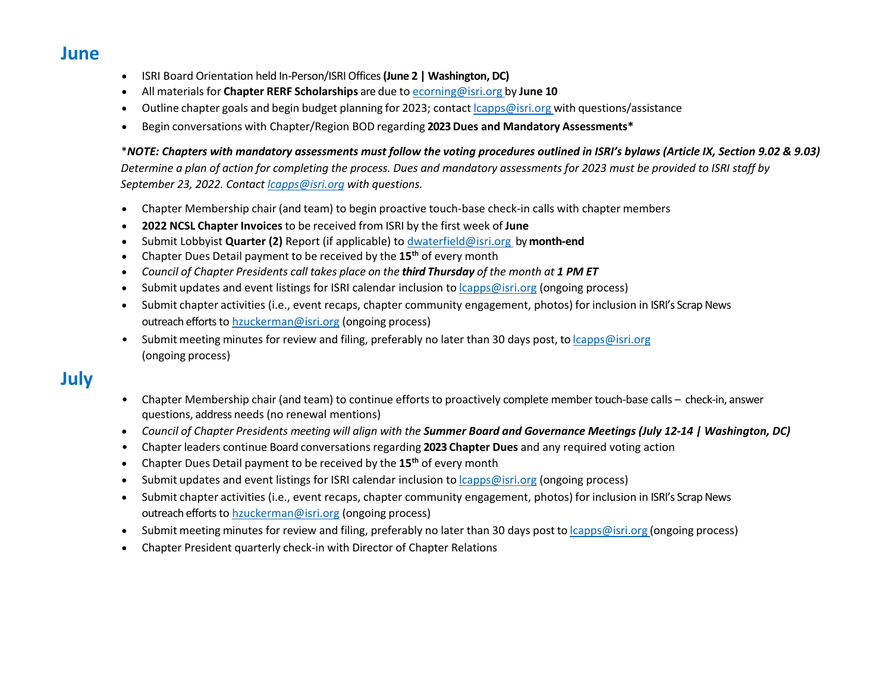## June

- ISRI Board Orientation held In-Person/ISRI Offices **(June 2 | Washington, DC)**
- All materials for **Chapter RERF Scholarships** are due to ecorning@isri.org by **June 10**
- Outline chapter goals and begin budget planning for 2023; contact lcapps@isri.org with questions/assistance
- Begin conversations with Chapter/Region BOD regarding **2023 Dues and Mandatory Assessments***

**NOTE: Chapters with mandatory assessments must follow the voting procedures outlined in ISRI's bylaws (Article IX, Section 9.02 & 9.03)*** *Determine a plan of action for completing the process. Dues and mandatory assessments for 2023 must be provided to ISRI staff by September 23, 2022. Contact lcapps@isri.org with questions.*

- Chapter Membership chair (and team) to begin proactive touch-base check-in calls with chapter members
- **2022 NCSL Chapter Invoices** to be received from ISRI by the first week of **June**
- Submit Lobbyist **Quarter (2)** Report (if applicable) to dwaterfield@isri.org by **month-end**
- Chapter Dues Detail payment to be received by the **15th** of every month
- *Council of Chapter Presidents call takes place on the **third Thursday** of the month at **1 PM ET***
- Submit updates and event listings for ISRI calendar inclusion to lcapps@isri.org (ongoing process)
- Submit chapter activities (i.e., event recaps, chapter community engagement, photos) for inclusion in ISRI's Scrap News outreach efforts to hzuckerman@isri.org (ongoing process)
- Submit meeting minutes for review and filing, preferably no later than 30 days post, to lcapps@isri.org (ongoing process)

## July

- Chapter Membership chair (and team) to continue efforts to proactively complete member touch-base calls – check-in, answer questions, address needs (no renewal mentions)
- *Council of Chapter Presidents meeting will align with the **Summer Board and Governance Meetings (July 12-14 | Washington, DC)***
- Chapter leaders continue Board conversations regarding **2023 Chapter Dues** and any required voting action
- Chapter Dues Detail payment to be received by the **15th** of every month
- Submit updates and event listings for ISRI calendar inclusion to lcapps@isri.org (ongoing process)
- Submit chapter activities (i.e., event recaps, chapter community engagement, photos) for inclusion in ISRI's Scrap News outreach efforts to hzuckerman@isri.org (ongoing process)
- Submit meeting minutes for review and filing, preferably no later than 30 days post to lcapps@isri.org (ongoing process)
- Chapter President quarterly check-in with Director of Chapter Relations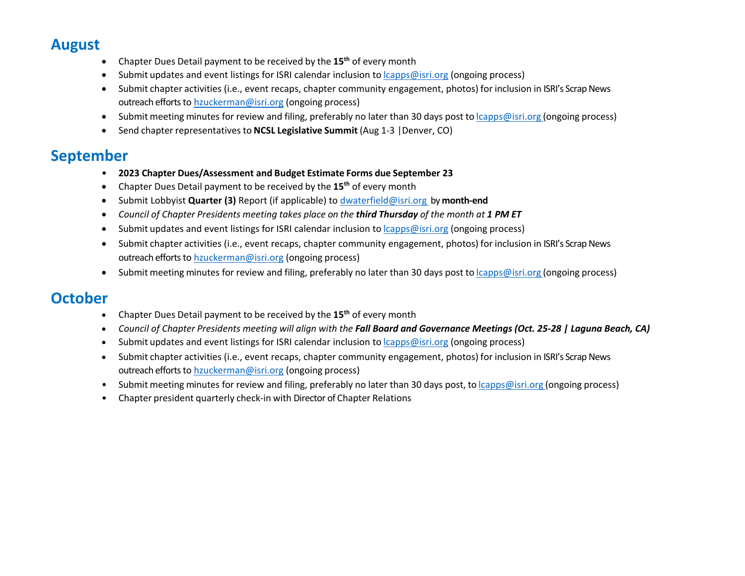## August

- Chapter Dues Detail payment to be received by the **15th** of every month
- Submit updates and event listings for ISRI calendar inclusion to lcapps@isri.org (ongoing process)
- Submit chapter activities (i.e., event recaps, chapter community engagement, photos) for inclusion in ISRI's Scrap News outreach efforts to hzuckerman@isri.org (ongoing process)
- Submit meeting minutes for review and filing, preferably no later than 30 days post to lcapps@isri.org (ongoing process)
- Send chapter representatives to **NCSL Legislative Summit** (Aug 1-3 |Denver, CO)

## September

- **2023 Chapter Dues/Assessment and Budget Estimate Forms due September 23**
- Chapter Dues Detail payment to be received by the **15th** of every month
- Submit Lobbyist **Quarter (3)** Report (if applicable) to dwaterfield@isri.org by **month-end**
- *Council of Chapter Presidents meeting takes place on the **third Thursday** of the month at **1 PM ET***
- Submit updates and event listings for ISRI calendar inclusion to lcapps@isri.org (ongoing process)
- Submit chapter activities (i.e., event recaps, chapter community engagement, photos) for inclusion in ISRI's Scrap News outreach efforts to hzuckerman@isri.org (ongoing process)
- Submit meeting minutes for review and filing, preferably no later than 30 days post to lcapps@isri.org (ongoing process)

## October

- Chapter Dues Detail payment to be received by the **15th** of every month
- *Council of Chapter Presidents meeting will align with the **Fall Board and Governance Meetings (Oct. 25-28 | Laguna Beach, CA)***
- Submit updates and event listings for ISRI calendar inclusion to lcapps@isri.org (ongoing process)
- Submit chapter activities (i.e., event recaps, chapter community engagement, photos) for inclusion in ISRI's Scrap News outreach efforts to hzuckerman@isri.org (ongoing process)
- Submit meeting minutes for review and filing, preferably no later than 30 days post, to lcapps@isri.org (ongoing process)
- Chapter president quarterly check-in with Director of Chapter Relations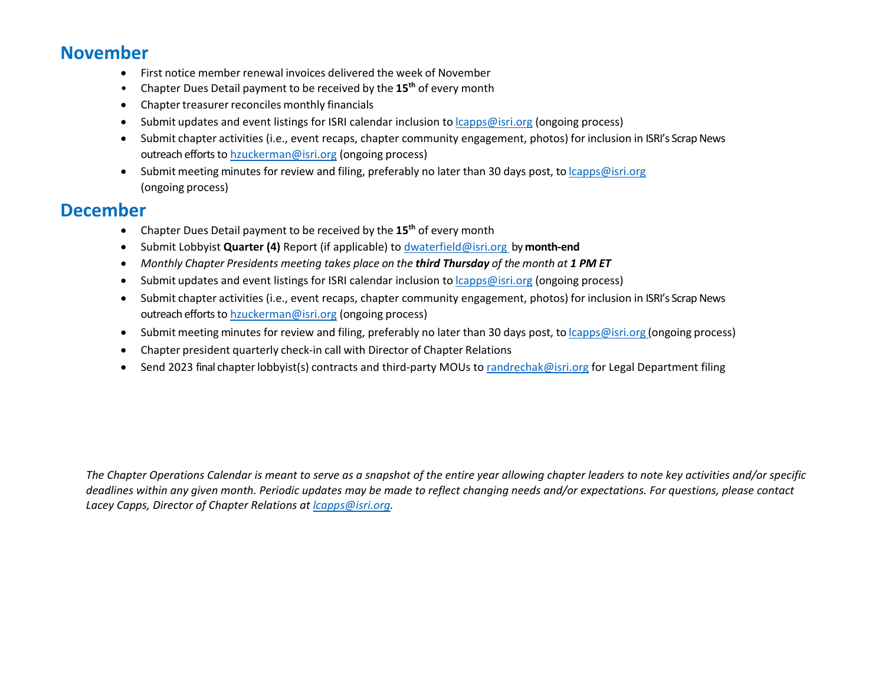## November

- First notice member renewal invoices delivered the week of November
- Chapter Dues Detail payment to be received by the **15th** of every month
- Chapter treasurer reconciles monthly financials
- Submit updates and event listings for ISRI calendar inclusion to lcapps@isri.org (ongoing process)
- Submit chapter activities (i.e., event recaps, chapter community engagement, photos) for inclusion in ISRI's Scrap News outreach efforts to hzuckerman@isri.org (ongoing process)
- Submit meeting minutes for review and filing, preferably no later than 30 days post, to lcapps@isri.org (ongoing process)

## December

- Chapter Dues Detail payment to be received by the **15th** of every month
- Submit Lobbyist **Quarter (4)** Report (if applicable) to dwaterfield@isri.org by **month-end**
- *Monthly Chapter Presidents meeting takes place on the **third Thursday** of the month at **1 PM ET***
- Submit updates and event listings for ISRI calendar inclusion to lcapps@isri.org (ongoing process)
- Submit chapter activities (i.e., event recaps, chapter community engagement, photos) for inclusion in ISRI's Scrap News outreach efforts to hzuckerman@isri.org (ongoing process)
- Submit meeting minutes for review and filing, preferably no later than 30 days post, to lcapps@isri.org (ongoing process)
- Chapter president quarterly check-in call with Director of Chapter Relations
- Send 2023 final chapter lobbyist(s) contracts and third-party MOUs to randrechak@isri.org for Legal Department filing

*The Chapter Operations Calendar is meant to serve as a snapshot of the entire year allowing chapter leaders to note key activities and/or specific deadlines within any given month. Periodic updates may be made to reflect changing needs and/or expectations. For questions, please contact Lacey Capps, Director of Chapter Relations at lcapps@isri.org.*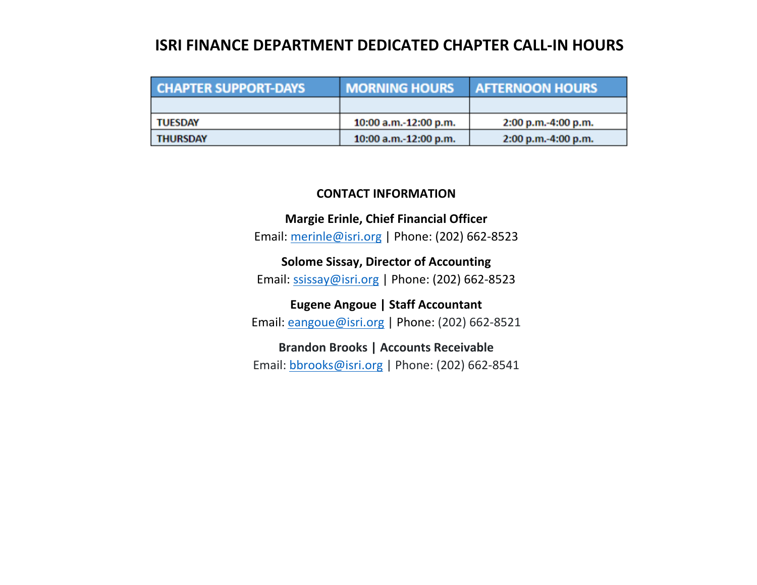# ISRI FINANCE DEPARTMENT DEDICATED CHAPTER CALL-IN HOURS

| CHAPTER SUPPORT-DAYS | MORNING HOURS | AFTERNOON HOURS |
|---|---|---|
| | | |
| TUESDAY | 10:00 a.m.-12:00 p.m. | 2:00 p.m.-4:00 p.m. |
| THURSDAY | 10:00 a.m.-12:00 p.m. | 2:00 p.m.-4:00 p.m. |

## CONTACT INFORMATION

**Margie Erinle, Chief Financial Officer**
Email: merinle@isri.org | Phone: (202) 662-8523

**Solome Sissay, Director of Accounting**
Email: ssissay@isri.org | Phone: (202) 662-8523

**Eugene Angoue | Staff Accountant**
Email: eangoue@isri.org | Phone: (202) 662-8521

**Brandon Brooks | Accounts Receivable**
Email: bbrooks@isri.org | Phone: (202) 662-8541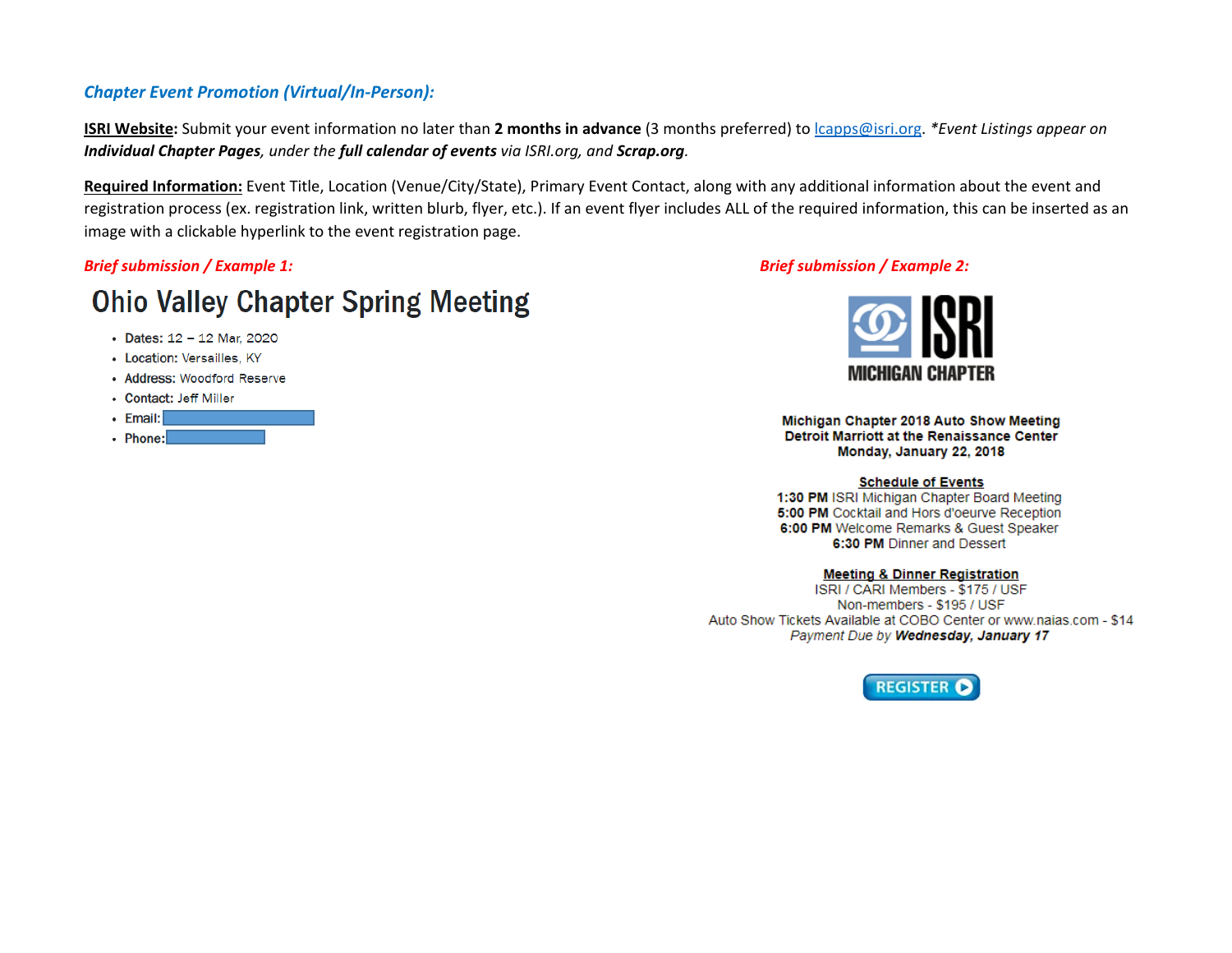### *Chapter Event Promotion (Virtual/In-Person):*

**ISRI Website:** Submit your event information no later than **2 months in advance** (3 months preferred) to lcapps@isri.org. **Event Listings appear on Individual Chapter Pages*, *under the **full calendar of events** via ISRI.org, and **Scrap.org**.*

**Required Information:** Event Title, Location (Venue/City/State), Primary Event Contact, along with any additional information about the event and registration process (ex. registration link, written blurb, flyer, etc.). If an event flyer includes ALL of the required information, this can be inserted as an image with a clickable hyperlink to the event registration page.

*Brief submission / Example 1:*

## Ohio Valley Chapter Spring Meeting

- **Dates:** 12 – 12 Mar, 2020
- **Location:** Versailles, KY
- **Address:** Woodford Reserve
- **Contact:** Jeff Miller
- **Email:**
- **Phone:**

*Brief submission / Example 2:*

ISRI
MICHIGAN CHAPTER

**Michigan Chapter 2018 Auto Show Meeting**
**Detroit Marriott at the Renaissance Center**
**Monday, January 22, 2018**

**Schedule of Events**
**1:30 PM** ISRI Michigan Chapter Board Meeting
**5:00 PM** Cocktail and Hors d'oeurve Reception
**6:00 PM** Welcome Remarks & Guest Speaker
**6:30 PM** Dinner and Dessert

**Meeting & Dinner Registration**
ISRI / CARI Members - $175 / USF
Non-members - $195 / USF
Auto Show Tickets Available at COBO Center or www.naias.com - $14
*Payment Due by **Wednesday, January 17***

REGISTER